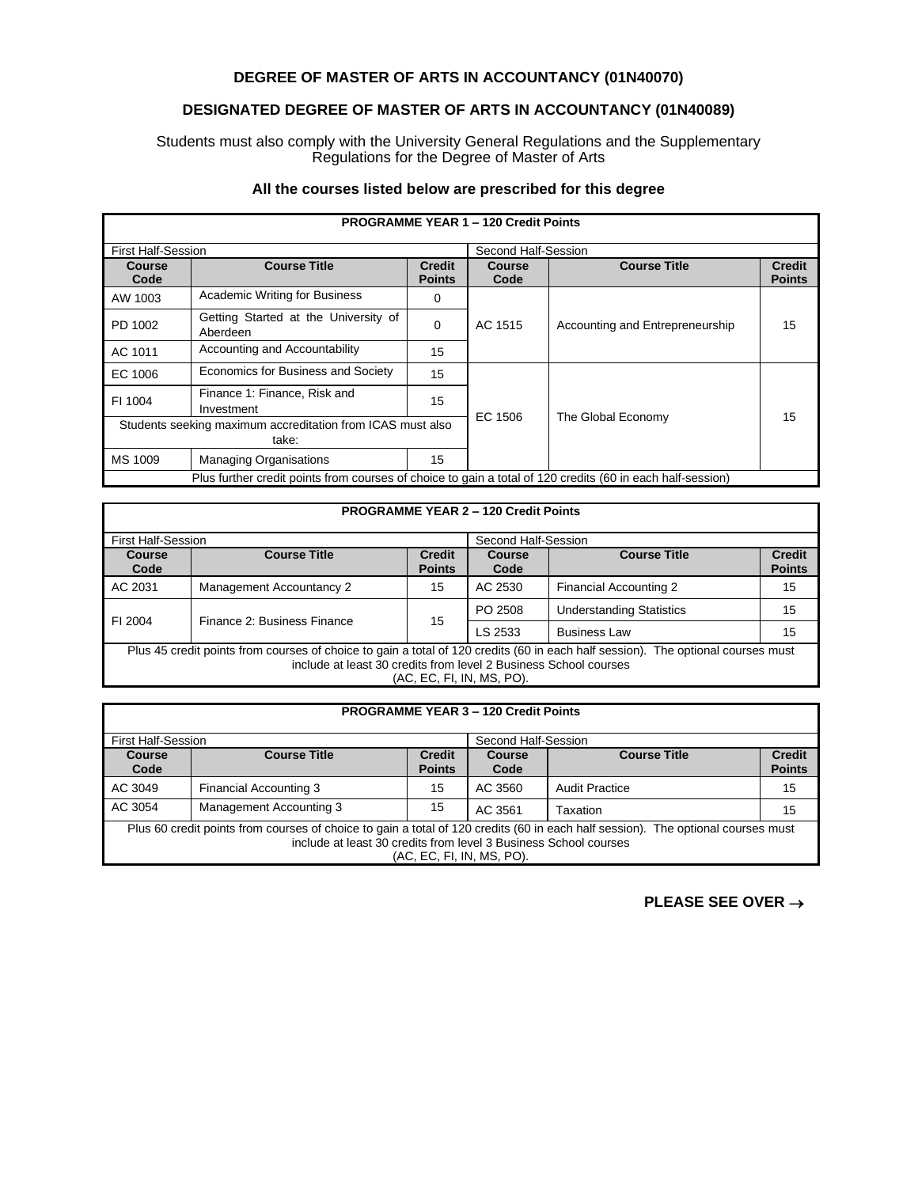# DEGREE OF MASTER OF ARTS IN ACCOUNTANCY (01N40070)

# DESIGNATED DEGREE OF MASTER OF ARTS IN ACCOUNTANCY (01N40089)

Students must also comply with the University General Regulations and the Supplementary Regulations for the Degree of Master of Arts

### All the courses listed below are prescribed for this degree

| PROGRAMME YEAR 1 – 120 Credit Points | | | | | |
|---|---|---|---|---|---|
| First Half-Session | | | Second Half-Session | | |
| **Course Code** | **Course Title** | **Credit Points** | **Course Code** | **Course Title** | **Credit Points** |
| AW 1003 | Academic Writing for Business | 0 | AC 1515 | Accounting and Entrepreneurship | 15 |
| PD 1002 | Getting Started at the University of Aberdeen | 0 | | | |
| AC 1011 | Accounting and Accountability | 15 | | | |
| EC 1006 | Economics for Business and Society | 15 | EC 1506 | The Global Economy | 15 |
| FI 1004 | Finance 1: Finance, Risk and Investment | 15 | | | |
| Students seeking maximum accreditation from ICAS must also take: | | | | | |
| MS 1009 | Managing Organisations | 15 | | | |
| Plus further credit points from courses of choice to gain a total of 120 credits (60 in each half-session) | | | | | |

| PROGRAMME YEAR 2 – 120 Credit Points | | | | | |
|---|---|---|---|---|---|
| First Half-Session | | | Second Half-Session | | |
| **Course Code** | **Course Title** | **Credit Points** | **Course Code** | **Course Title** | **Credit Points** |
| AC 2031 | Management Accountancy 2 | 15 | AC 2530 | Financial Accounting 2 | 15 |
| FI 2004 | Finance 2: Business Finance | 15 | PO 2508 | Understanding Statistics | 15 |
| | | | LS 2533 | Business Law | 15 |
| Plus 45 credit points from courses of choice to gain a total of 120 credits (60 in each half session). The optional courses must include at least 30 credits from level 2 Business School courses (AC, EC, FI, IN, MS, PO). | | | | | |

| PROGRAMME YEAR 3 – 120 Credit Points | | | | | |
|---|---|---|---|---|---|
| First Half-Session | | | Second Half-Session | | |
| **Course Code** | **Course Title** | **Credit Points** | **Course Code** | **Course Title** | **Credit Points** |
| AC 3049 | Financial Accounting 3 | 15 | AC 3560 | Audit Practice | 15 |
| AC 3054 | Management Accounting 3 | 15 | AC 3561 | Taxation | 15 |
| Plus 60 credit points from courses of choice to gain a total of 120 credits (60 in each half session). The optional courses must include at least 30 credits from level 3 Business School courses (AC, EC, FI, IN, MS, PO). | | | | | |

**PLEASE SEE OVER →**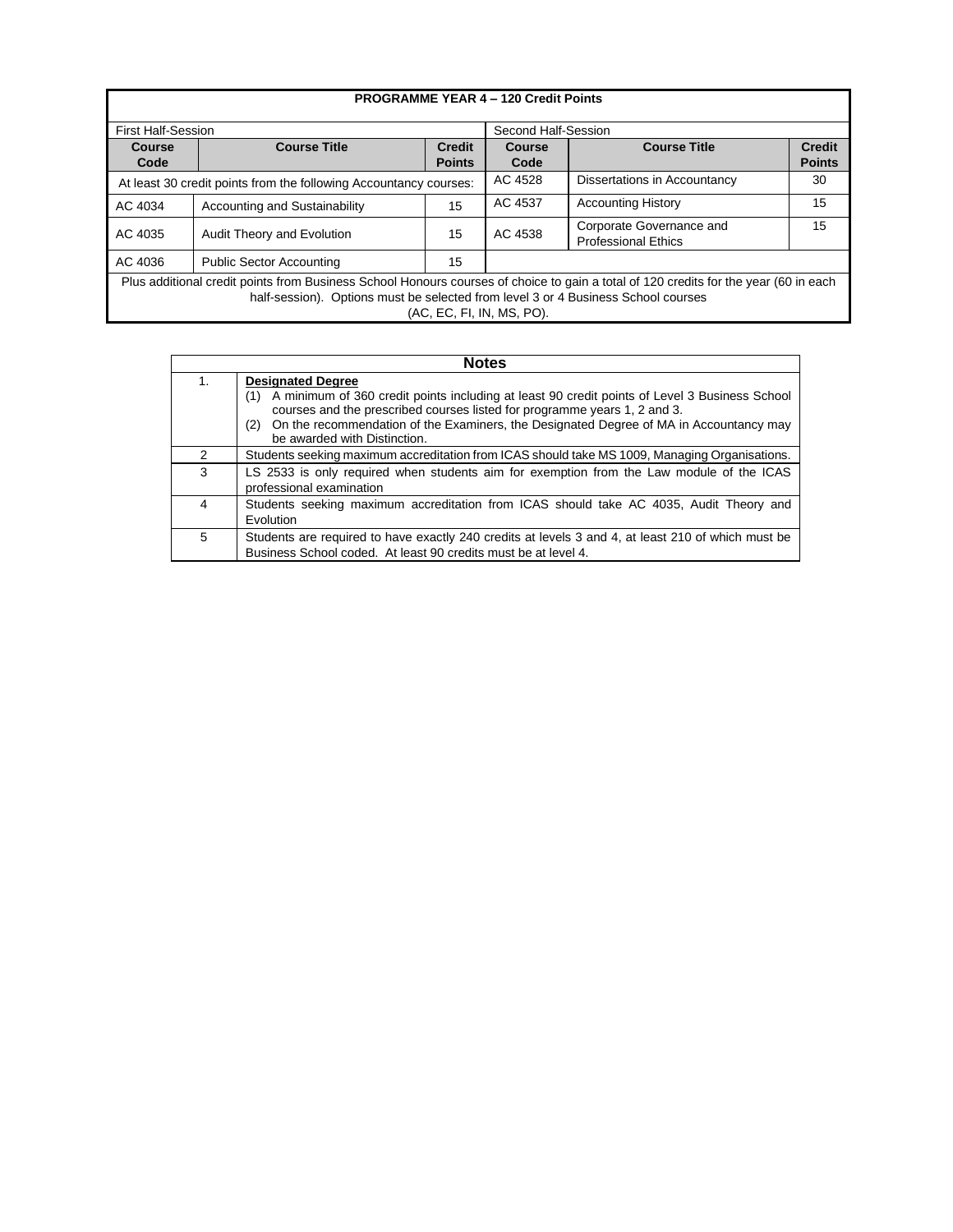| PROGRAMME YEAR 4 – 120 Credit Points | | | | | |
|---|---|---|---|---|---|
| First Half-Session | | | Second Half-Session | | |
| **Course Code** | **Course Title** | **Credit Points** | **Course Code** | **Course Title** | **Credit Points** |
| At least 30 credit points from the following Accountancy courses: | | | AC 4528 | Dissertations in Accountancy | 30 |
| AC 4034 | Accounting and Sustainability | 15 | AC 4537 | Accounting History | 15 |
| AC 4035 | Audit Theory and Evolution | 15 | AC 4538 | Corporate Governance and Professional Ethics | 15 |
| AC 4036 | Public Sector Accounting | 15 | | | |
| Plus additional credit points from Business School Honours courses of choice to gain a total of 120 credits for the year (60 in each half-session). Options must be selected from level 3 or 4 Business School courses (AC, EC, FI, IN, MS, PO). | | | | | |

| Notes | |
|---|---|
| 1. | **Designated Degree**<br>(1) A minimum of 360 credit points including at least 90 credit points of Level 3 Business School courses and the prescribed courses listed for programme years 1, 2 and 3.<br>(2) On the recommendation of the Examiners, the Designated Degree of MA in Accountancy may be awarded with Distinction. |
| 2 | Students seeking maximum accreditation from ICAS should take MS 1009, Managing Organisations. |
| 3 | LS 2533 is only required when students aim for exemption from the Law module of the ICAS professional examination |
| 4 | Students seeking maximum accreditation from ICAS should take AC 4035, Audit Theory and Evolution |
| 5 | Students are required to have exactly 240 credits at levels 3 and 4, at least 210 of which must be Business School coded. At least 90 credits must be at level 4. |